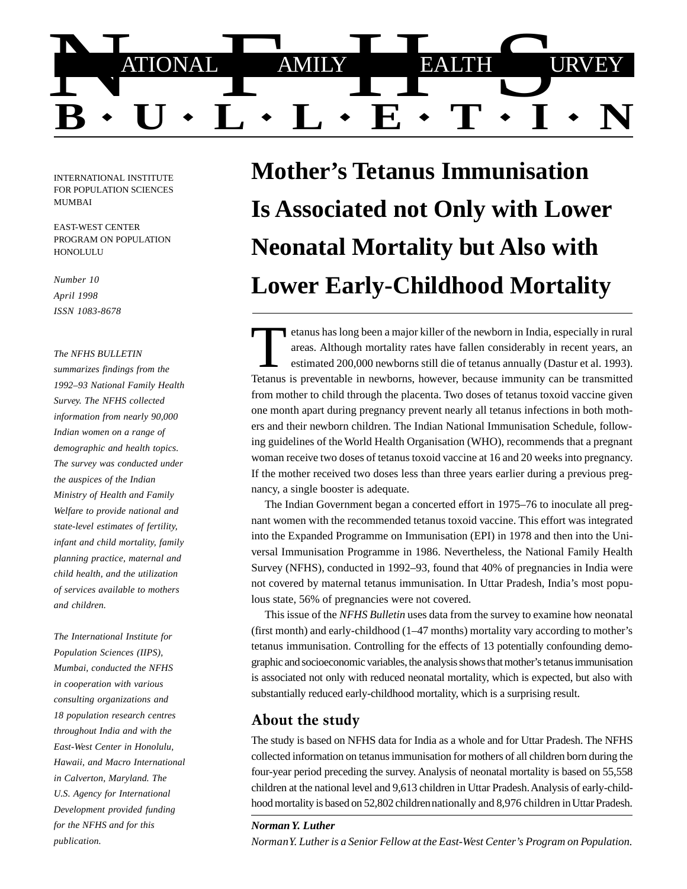# NATIONAL FAMILY HEALTH SURVEY BULLETIN

INTERNATIONAL INSTITUTE FOR POPULATION SCIENCES
MUMBAI

EAST-WEST CENTER
PROGRAM ON POPULATION
HONOLULU

*Number 10*
*April 1998*
*ISSN 1083-8678*

*The NFHS BULLETIN summarizes findings from the 1992–93 National Family Health Survey. The NFHS collected information from nearly 90,000 Indian women on a range of demographic and health topics. The survey was conducted under the auspices of the Indian Ministry of Health and Family Welfare to provide national and state-level estimates of fertility, infant and child mortality, family planning practice, maternal and child health, and the utilization of services available to mothers and children.*

*The International Institute for Population Sciences (IIPS), Mumbai, conducted the NFHS in cooperation with various consulting organizations and 18 population research centres throughout India and with the East-West Center in Honolulu, Hawaii, and Macro International in Calverton, Maryland. The U.S. Agency for International Development provided funding for the NFHS and for this publication.*

## Mother's Tetanus Immunisation Is Associated not Only with Lower Neonatal Mortality but Also with Lower Early-Childhood Mortality

Tetanus has long been a major killer of the newborn in India, especially in rural areas. Although mortality rates have fallen considerably in recent years, an estimated 200,000 newborns still die of tetanus annually (Dastur et al. 1993). Tetanus is preventable in newborns, however, because immunity can be transmitted from mother to child through the placenta. Two doses of tetanus toxoid vaccine given one month apart during pregnancy prevent nearly all tetanus infections in both mothers and their newborn children. The Indian National Immunisation Schedule, following guidelines of the World Health Organisation (WHO), recommends that a pregnant woman receive two doses of tetanus toxoid vaccine at 16 and 20 weeks into pregnancy. If the mother received two doses less than three years earlier during a previous pregnancy, a single booster is adequate.

The Indian Government began a concerted effort in 1975–76 to inoculate all pregnant women with the recommended tetanus toxoid vaccine. This effort was integrated into the Expanded Programme on Immunisation (EPI) in 1978 and then into the Universal Immunisation Programme in 1986. Nevertheless, the National Family Health Survey (NFHS), conducted in 1992–93, found that 40% of pregnancies in India were not covered by maternal tetanus immunisation. In Uttar Pradesh, India's most populous state, 56% of pregnancies were not covered.

This issue of the *NFHS Bulletin* uses data from the survey to examine how neonatal (first month) and early-childhood (1–47 months) mortality vary according to mother's tetanus immunisation. Controlling for the effects of 13 potentially confounding demographic and socioeconomic variables, the analysis shows that mother's tetanus immunisation is associated not only with reduced neonatal mortality, which is expected, but also with substantially reduced early-childhood mortality, which is a surprising result.

### About the study

The study is based on NFHS data for India as a whole and for Uttar Pradesh. The NFHS collected information on tetanus immunisation for mothers of all children born during the four-year period preceding the survey. Analysis of neonatal mortality is based on 55,558 children at the national level and 9,613 children in Uttar Pradesh. Analysis of early-childhood mortality is based on 52,802 children nationally and 8,976 children in Uttar Pradesh.

***Norman Y. Luther***

*Norman Y. Luther is a Senior Fellow at the East-West Center's Program on Population.*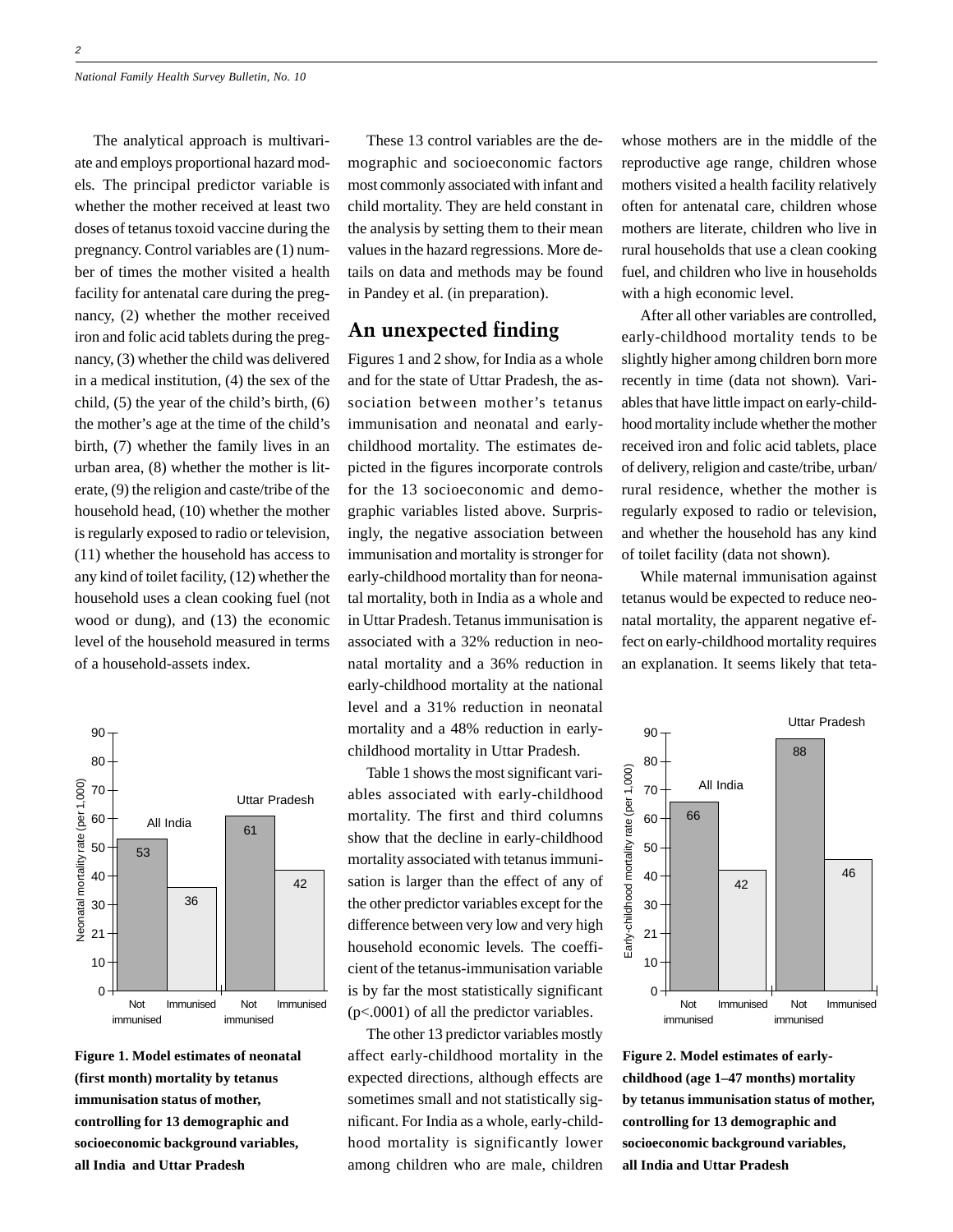The analytical approach is multivariate and employs proportional hazard models. The principal predictor variable is whether the mother received at least two doses of tetanus toxoid vaccine during the pregnancy. Control variables are (1) number of times the mother visited a health facility for antenatal care during the pregnancy, (2) whether the mother received iron and folic acid tablets during the pregnancy, (3) whether the child was delivered in a medical institution, (4) the sex of the child, (5) the year of the child's birth, (6) the mother's age at the time of the child's birth, (7) whether the family lives in an urban area, (8) whether the mother is literate, (9) the religion and caste/tribe of the household head, (10) whether the mother is regularly exposed to radio or television, (11) whether the household has access to any kind of toilet facility, (12) whether the household uses a clean cooking fuel (not wood or dung), and (13) the economic level of the household measured in terms of a household-assets index.

These 13 control variables are the demographic and socioeconomic factors most commonly associated with infant and child mortality. They are held constant in the analysis by setting them to their mean values in the hazard regressions. More details on data and methods may be found in Pandey et al. (in preparation).

## An unexpected finding

Figures 1 and 2 show, for India as a whole and for the state of Uttar Pradesh, the association between mother's tetanus immunisation and neonatal and early-childhood mortality. The estimates depicted in the figures incorporate controls for the 13 socioeconomic and demographic variables listed above. Surprisingly, the negative association between immunisation and mortality is stronger for early-childhood mortality than for neonatal mortality, both in India as a whole and in Uttar Pradesh. Tetanus immunisation is associated with a 32% reduction in neonatal mortality and a 36% reduction in early-childhood mortality at the national level and a 31% reduction in neonatal mortality and a 48% reduction in early-childhood mortality in Uttar Pradesh.

Table 1 shows the most significant variables associated with early-childhood mortality. The first and third columns show that the decline in early-childhood mortality associated with tetanus immunisation is larger than the effect of any of the other predictor variables except for the difference between very low and very high household economic levels. The coefficient of the tetanus-immunisation variable is by far the most statistically significant ($p<.0001$) of all the predictor variables.

The other 13 predictor variables mostly affect early-childhood mortality in the expected directions, although effects are sometimes small and not statistically significant. For India as a whole, early-childhood mortality is significantly lower among children who are male, children whose mothers are in the middle of the reproductive age range, children whose mothers visited a health facility relatively often for antenatal care, children whose mothers are literate, children who live in rural households that use a clean cooking fuel, and children who live in households with a high economic level.

After all other variables are controlled, early-childhood mortality tends to be slightly higher among children born more recently in time (data not shown). Variables that have little impact on early-childhood mortality include whether the mother received iron and folic acid tablets, place of delivery, religion and caste/tribe, urban/rural residence, whether the mother is regularly exposed to radio or television, and whether the household has any kind of toilet facility (data not shown).

While maternal immunisation against tetanus would be expected to reduce neonatal mortality, the apparent negative effect on early-childhood mortality requires an explanation. It seems likely that teta-

| Neonatal mortality rate (per 1,000) | Not immunised | Immunised |
|---|---|---|
| All India | 53 | 36 |
| Uttar Pradesh | 61 | 42 |

**Figure 1. Model estimates of neonatal (first month) mortality by tetanus immunisation status of mother, controlling for 13 demographic and socioeconomic background variables, all India and Uttar Pradesh**

| Early-childhood mortality rate (per 1,000) | Not immunised | Immunised |
|---|---|---|
| All India | 66 | 42 |
| Uttar Pradesh | 88 | 46 |

**Figure 2. Model estimates of early-childhood (age 1–47 months) mortality by tetanus immunisation status of mother, controlling for 13 demographic and socioeconomic background variables, all India and Uttar Pradesh**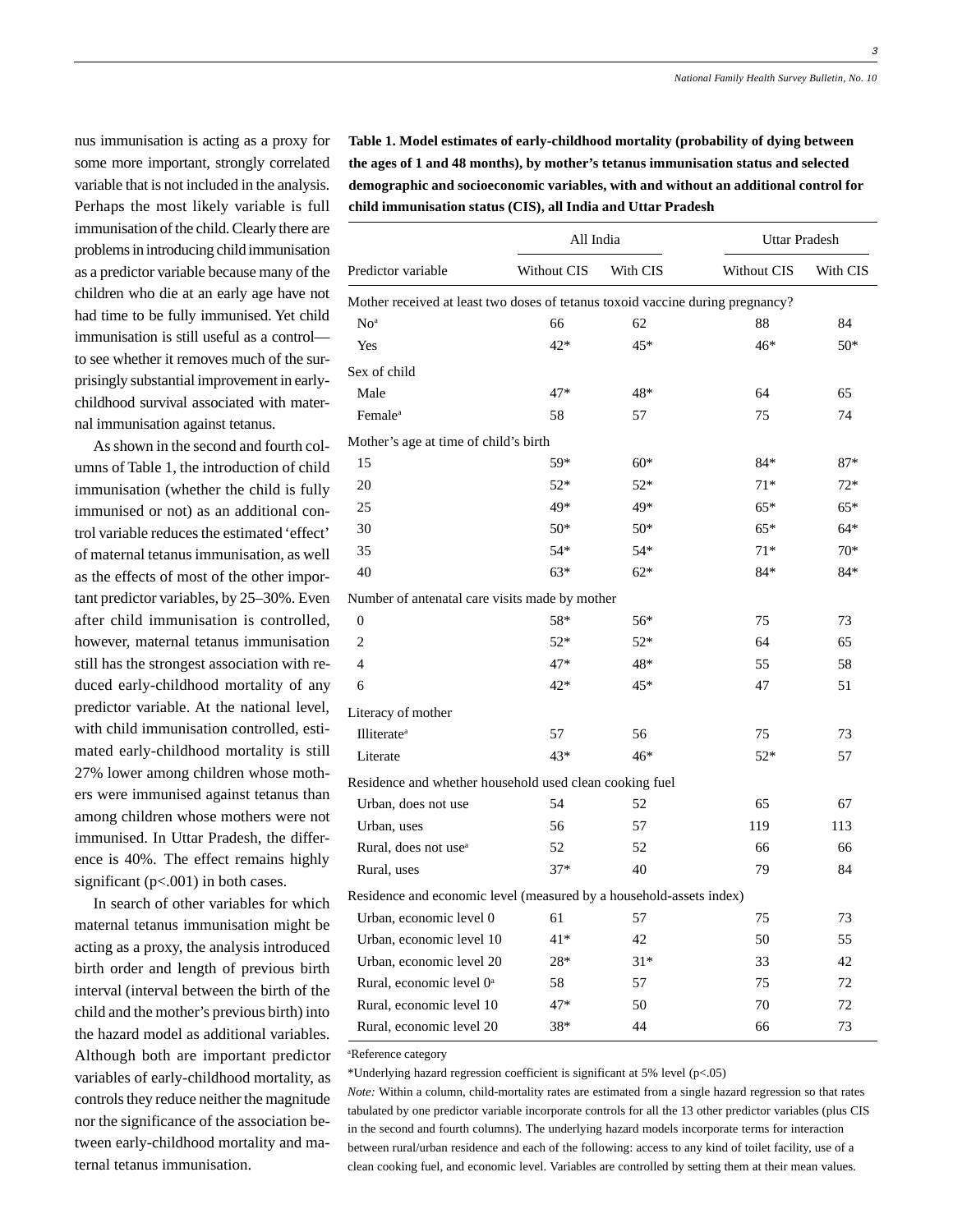nus immunisation is acting as a proxy for some more important, strongly correlated variable that is not included in the analysis. Perhaps the most likely variable is full immunisation of the child. Clearly there are problems in introducing child immunisation as a predictor variable because many of the children who die at an early age have not had time to be fully immunised. Yet child immunisation is still useful as a control—to see whether it removes much of the surprisingly substantial improvement in early-childhood survival associated with maternal immunisation against tetanus.

As shown in the second and fourth columns of Table 1, the introduction of child immunisation (whether the child is fully immunised or not) as an additional control variable reduces the estimated 'effect' of maternal tetanus immunisation, as well as the effects of most of the other important predictor variables, by 25–30%. Even after child immunisation is controlled, however, maternal tetanus immunisation still has the strongest association with reduced early-childhood mortality of any predictor variable. At the national level, with child immunisation controlled, estimated early-childhood mortality is still 27% lower among children whose mothers were immunised against tetanus than among children whose mothers were not immunised. In Uttar Pradesh, the difference is 40%. The effect remains highly significant ($p<.001$) in both cases.

In search of other variables for which maternal tetanus immunisation might be acting as a proxy, the analysis introduced birth order and length of previous birth interval (interval between the birth of the child and the mother's previous birth) into the hazard model as additional variables. Although both are important predictor variables of early-childhood mortality, as controls they reduce neither the magnitude nor the significance of the association between early-childhood mortality and maternal tetanus immunisation.

**Table 1. Model estimates of early-childhood mortality (probability of dying between the ages of 1 and 48 months), by mother's tetanus immunisation status and selected demographic and socioeconomic variables, with and without an additional control for child immunisation status (CIS), all India and Uttar Pradesh**

| | All India | | Uttar Pradesh | |
|---|---|---|---|---|
| Predictor variable | Without CIS | With CIS | Without CIS | With CIS |
| **Mother received at least two doses of tetanus toxoid vaccine during pregnancy?** | | | | |
| No[a] | 66 | 62 | 88 | 84 |
| Yes | 42* | 45* | 46* | 50* |
| **Sex of child** | | | | |
| Male | 47* | 48* | 64 | 65 |
| Female[a] | 58 | 57 | 75 | 74 |
| **Mother's age at time of child's birth** | | | | |
| 15 | 59* | 60* | 84* | 87* |
| 20 | 52* | 52* | 71* | 72* |
| 25 | 49* | 49* | 65* | 65* |
| 30 | 50* | 50* | 65* | 64* |
| 35 | 54* | 54* | 71* | 70* |
| 40 | 63* | 62* | 84* | 84* |
| **Number of antenatal care visits made by mother** | | | | |
| 0 | 58* | 56* | 75 | 73 |
| 2 | 52* | 52* | 64 | 65 |
| 4 | 47* | 48* | 55 | 58 |
| 6 | 42* | 45* | 47 | 51 |
| **Literacy of mother** | | | | |
| Illiterate[a] | 57 | 56 | 75 | 73 |
| Literate | 43* | 46* | 52* | 57 |
| **Residence and whether household used clean cooking fuel** | | | | |
| Urban, does not use | 54 | 52 | 65 | 67 |
| Urban, uses | 56 | 57 | 119 | 113 |
| Rural, does not use[a] | 52 | 52 | 66 | 66 |
| Rural, uses | 37* | 40 | 79 | 84 |
| **Residence and economic level (measured by a household-assets index)** | | | | |
| Urban, economic level 0 | 61 | 57 | 75 | 73 |
| Urban, economic level 10 | 41* | 42 | 50 | 55 |
| Urban, economic level 20 | 28* | 31* | 33 | 42 |
| Rural, economic level 0[a] | 58 | 57 | 75 | 72 |
| Rural, economic level 10 | 47* | 50 | 70 | 72 |
| Rural, economic level 20 | 38* | 44 | 66 | 73 |

[a]Reference category

*Underlying hazard regression coefficient is significant at 5% level ($p<.05$)

*Note:* Within a column, child-mortality rates are estimated from a single hazard regression so that rates tabulated by one predictor variable incorporate controls for all the 13 other predictor variables (plus CIS in the second and fourth columns). The underlying hazard models incorporate terms for interaction between rural/urban residence and each of the following: access to any kind of toilet facility, use of a clean cooking fuel, and economic level. Variables are controlled by setting them at their mean values.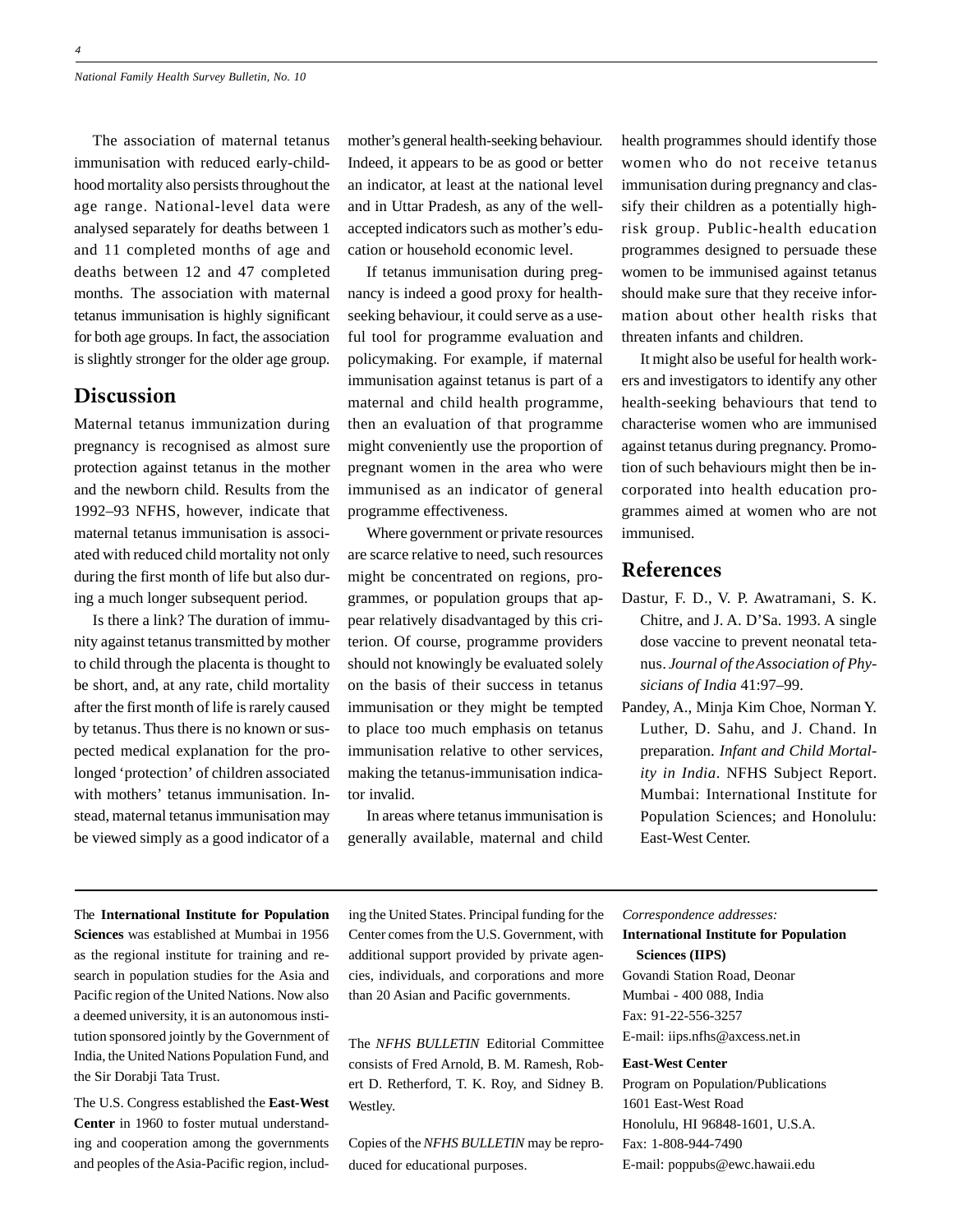The association of maternal tetanus immunisation with reduced early-childhood mortality also persists throughout the age range. National-level data were analysed separately for deaths between 1 and 11 completed months of age and deaths between 12 and 47 completed months. The association with maternal tetanus immunisation is highly significant for both age groups. In fact, the association is slightly stronger for the older age group.

## Discussion

Maternal tetanus immunization during pregnancy is recognised as almost sure protection against tetanus in the mother and the newborn child. Results from the 1992–93 NFHS, however, indicate that maternal tetanus immunisation is associated with reduced child mortality not only during the first month of life but also during a much longer subsequent period.

Is there a link? The duration of immunity against tetanus transmitted by mother to child through the placenta is thought to be short, and, at any rate, child mortality after the first month of life is rarely caused by tetanus. Thus there is no known or suspected medical explanation for the prolonged 'protection' of children associated with mothers' tetanus immunisation. Instead, maternal tetanus immunisation may be viewed simply as a good indicator of a mother's general health-seeking behaviour. Indeed, it appears to be as good or better an indicator, at least at the national level and in Uttar Pradesh, as any of the well-accepted indicators such as mother's education or household economic level.

If tetanus immunisation during pregnancy is indeed a good proxy for health-seeking behaviour, it could serve as a useful tool for programme evaluation and policymaking. For example, if maternal immunisation against tetanus is part of a maternal and child health programme, then an evaluation of that programme might conveniently use the proportion of pregnant women in the area who were immunised as an indicator of general programme effectiveness.

Where government or private resources are scarce relative to need, such resources might be concentrated on regions, programmes, or population groups that appear relatively disadvantaged by this criterion. Of course, programme providers should not knowingly be evaluated solely on the basis of their success in tetanus immunisation or they might be tempted to place too much emphasis on tetanus immunisation relative to other services, making the tetanus-immunisation indicator invalid.

In areas where tetanus immunisation is generally available, maternal and child health programmes should identify those women who do not receive tetanus immunisation during pregnancy and classify their children as a potentially high-risk group. Public-health education programmes designed to persuade these women to be immunised against tetanus should make sure that they receive information about other health risks that threaten infants and children.

It might also be useful for health workers and investigators to identify any other health-seeking behaviours that tend to characterise women who are immunised against tetanus during pregnancy. Promotion of such behaviours might then be incorporated into health education programmes aimed at women who are not immunised.

## References

Dastur, F. D., V. P. Awatramani, S. K. Chitre, and J. A. D'Sa. 1993. A single dose vaccine to prevent neonatal tetanus. *Journal of the Association of Physicians of India* 41:97–99.

Pandey, A., Minja Kim Choe, Norman Y. Luther, D. Sahu, and J. Chand. In preparation. *Infant and Child Mortality in India*. NFHS Subject Report. Mumbai: International Institute for Population Sciences; and Honolulu: East-West Center.

---

The **International Institute for Population Sciences** was established at Mumbai in 1956 as the regional institute for training and research in population studies for the Asia and Pacific region of the United Nations. Now also a deemed university, it is an autonomous institution sponsored jointly by the Government of India, the United Nations Population Fund, and the Sir Dorabji Tata Trust.

The U.S. Congress established the **East-West Center** in 1960 to foster mutual understanding and cooperation among the governments and peoples of the Asia-Pacific region, including the United States. Principal funding for the Center comes from the U.S. Government, with additional support provided by private agencies, individuals, and corporations and more than 20 Asian and Pacific governments.

The *NFHS BULLETIN* Editorial Committee consists of Fred Arnold, B. M. Ramesh, Robert D. Retherford, T. K. Roy, and Sidney B. Westley.

Copies of the *NFHS BULLETIN* may be reproduced for educational purposes.

*Correspondence addresses:*

**International Institute for Population Sciences (IIPS)**
Govandi Station Road, Deonar
Mumbai - 400 088, India
Fax: 91-22-556-3257
E-mail: iips.nfhs@axcess.net.in

**East-West Center**
Program on Population/Publications
1601 East-West Road
Honolulu, HI 96848-1601, U.S.A.
Fax: 1-808-944-7490
E-mail: poppubs@ewc.hawaii.edu